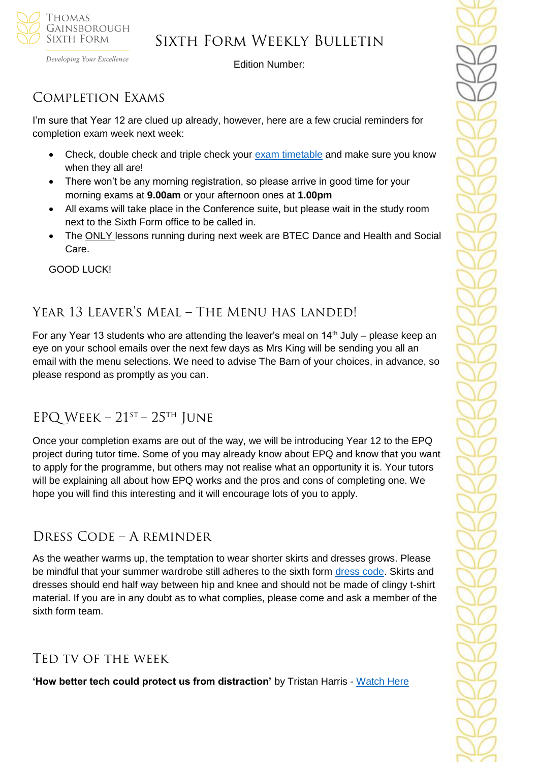# Sixth Form Weekly Bulletin

Edition Number:

## Completion Exams

I'm sure that Year 12 are clued up already, however, here are a few crucial reminders for completion exam week next week:

- Check, double check and triple check your exam timetable and make sure you know when they all are!
- There won't be any morning registration, so please arrive in good time for your morning exams at **9.00am** or your afternoon ones at **1.00pm**
- All exams will take place in the Conference suite, but please wait in the study room next to the Sixth Form office to be called in.
- The ONLY lessons running during next week are BTEC Dance and Health and Social Care.

GOOD LUCK!

## Year 13 Leaver's Meal – The Menu has landed!

For any Year 13 students who are attending the leaver's meal on 14th July – please keep an eye on your school emails over the next few days as Mrs King will be sending you all an email with the menu selections. We need to advise The Barn of your choices, in advance, so please respond as promptly as you can.

## EPQ Week – 21st – 25th June

Once your completion exams are out of the way, we will be introducing Year 12 to the EPQ project during tutor time. Some of you may already know about EPQ and know that you want to apply for the programme, but others may not realise what an opportunity it is. Your tutors will be explaining all about how EPQ works and the pros and cons of completing one. We hope you will find this interesting and it will encourage lots of you to apply.

## Dress Code – A reminder

As the weather warms up, the temptation to wear shorter skirts and dresses grows. Please be mindful that your summer wardrobe still adheres to the sixth form dress code. Skirts and dresses should end half way between hip and knee and should not be made of clingy t-shirt material. If you are in any doubt as to what complies, please come and ask a member of the sixth form team.

## TED TV of the Week

**'How better tech could protect us from distraction'** by Tristan Harris - Watch Here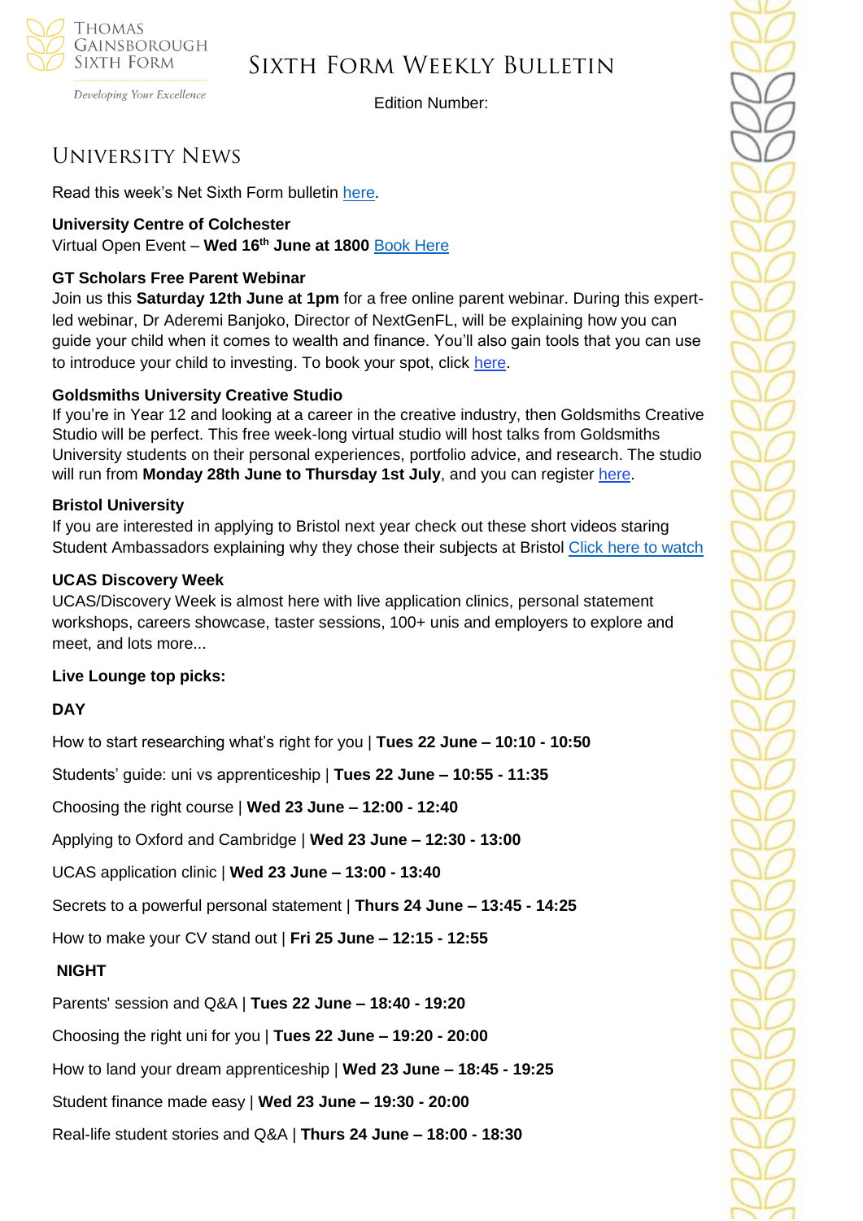## University News

Read this week's Net Sixth Form bulletin [here](#).

**University Centre of Colchester**
Virtual Open Event – **Wed 16th June at 1800** [Book Here](#)

**GT Scholars Free Parent Webinar**
Join us this **Saturday 12th June at 1pm** for a free online parent webinar. During this expert-led webinar, Dr Aderemi Banjoko, Director of NextGenFL, will be explaining how you can guide your child when it comes to wealth and finance. You'll also gain tools that you can use to introduce your child to investing. To book your spot, click [here](#).

**Goldsmiths University Creative Studio**
If you're in Year 12 and looking at a career in the creative industry, then Goldsmiths Creative Studio will be perfect. This free week-long virtual studio will host talks from Goldsmiths University students on their personal experiences, portfolio advice, and research. The studio will run from **Monday 28th June to Thursday 1st July**, and you can register [here](#).

**Bristol University**
If you are interested in applying to Bristol next year check out these short videos staring Student Ambassadors explaining why they chose their subjects at Bristol [Click here to watch](#)

**UCAS Discovery Week**
UCAS/Discovery Week is almost here with live application clinics, personal statement workshops, careers showcase, taster sessions, 100+ unis and employers to explore and meet, and lots more...

**Live Lounge top picks:**

**DAY**

How to start researching what's right for you | **Tues 22 June – 10:10 - 10:50**

Students' guide: uni vs apprenticeship | **Tues 22 June – 10:55 - 11:35**

Choosing the right course | **Wed 23 June – 12:00 - 12:40**

Applying to Oxford and Cambridge | **Wed 23 June – 12:30 - 13:00**

UCAS application clinic | **Wed 23 June – 13:00 - 13:40**

Secrets to a powerful personal statement | **Thurs 24 June – 13:45 - 14:25**

How to make your CV stand out | **Fri 25 June – 12:15 - 12:55**

**NIGHT**

Parents' session and Q&A | **Tues 22 June – 18:40 - 19:20**

Choosing the right uni for you | **Tues 22 June – 19:20 - 20:00**

How to land your dream apprenticeship | **Wed 23 June – 18:45 - 19:25**

Student finance made easy | **Wed 23 June – 19:30 - 20:00**

Real-life student stories and Q&A | **Thurs 24 June – 18:00 - 18:30**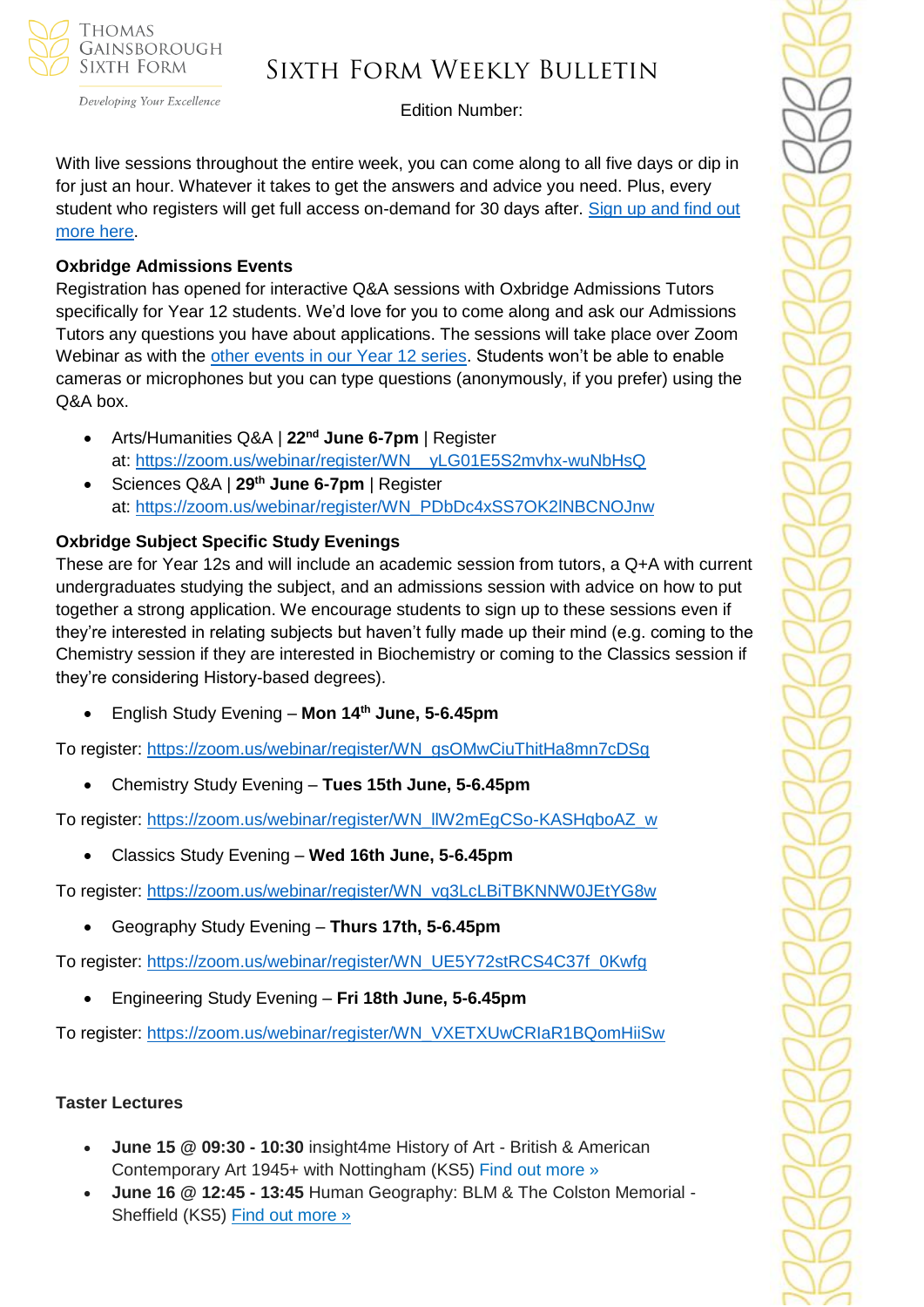With live sessions throughout the entire week, you can come along to all five days or dip in for just an hour. Whatever it takes to get the answers and advice you need. Plus, every student who registers will get full access on-demand for 30 days after. Sign up and find out more here.

**Oxbridge Admissions Events**

Registration has opened for interactive Q&A sessions with Oxbridge Admissions Tutors specifically for Year 12 students. We'd love for you to come along and ask our Admissions Tutors any questions you have about applications. The sessions will take place over Zoom Webinar as with the other events in our Year 12 series. Students won't be able to enable cameras or microphones but you can type questions (anonymously, if you prefer) using the Q&A box.

- Arts/Humanities Q&A | **22nd June 6-7pm** | Register at: https://zoom.us/webinar/register/WN__yLG01E5S2mvhx-wuNbHsQ
- Sciences Q&A | **29th June 6-7pm** | Register at: https://zoom.us/webinar/register/WN_PDbDc4xSS7OK2lNBCNOJnw

**Oxbridge Subject Specific Study Evenings**

These are for Year 12s and will include an academic session from tutors, a Q+A with current undergraduates studying the subject, and an admissions session with advice on how to put together a strong application. We encourage students to sign up to these sessions even if they're interested in relating subjects but haven't fully made up their mind (e.g. coming to the Chemistry session if they are interested in Biochemistry or coming to the Classics session if they're considering History-based degrees).

- English Study Evening – **Mon 14th June, 5-6.45pm**

To register: https://zoom.us/webinar/register/WN_gsOMwCiuThitHa8mn7cDSg

- Chemistry Study Evening – **Tues 15th June, 5-6.45pm**

To register: https://zoom.us/webinar/register/WN_llW2mEgCSo-KASHqboAZ_w

- Classics Study Evening – **Wed 16th June, 5-6.45pm**

To register: https://zoom.us/webinar/register/WN_vq3LcLBiTBKNNW0JEtYG8w

- Geography Study Evening – **Thurs 17th, 5-6.45pm**

To register: https://zoom.us/webinar/register/WN_UE5Y72stRCS4C37f_0Kwfg

- Engineering Study Evening – **Fri 18th June, 5-6.45pm**

To register: https://zoom.us/webinar/register/WN_VXETXUwCRIaR1BQomHiiSw

**Taster Lectures**

- **June 15 @ 09:30 - 10:30** insight4me History of Art - British & American Contemporary Art 1945+ with Nottingham (KS5) Find out more »
- **June 16 @ 12:45 - 13:45** Human Geography: BLM & The Colston Memorial - Sheffield (KS5) Find out more »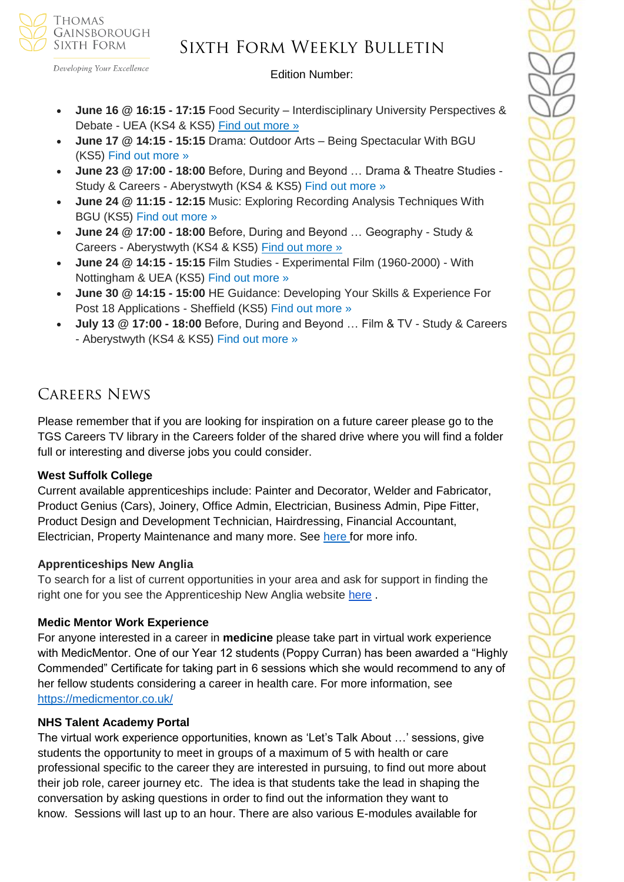- **June 16 @ 16:15 - 17:15** Food Security – Interdisciplinary University Perspectives & Debate - UEA (KS4 & KS5) Find out more »
- **June 17 @ 14:15 - 15:15** Drama: Outdoor Arts – Being Spectacular With BGU (KS5) Find out more »
- **June 23 @ 17:00 - 18:00** Before, During and Beyond … Drama & Theatre Studies - Study & Careers - Aberystwyth (KS4 & KS5) Find out more »
- **June 24 @ 11:15 - 12:15** Music: Exploring Recording Analysis Techniques With BGU (KS5) Find out more »
- **June 24 @ 17:00 - 18:00** Before, During and Beyond … Geography - Study & Careers - Aberystwyth (KS4 & KS5) Find out more »
- **June 24 @ 14:15 - 15:15** Film Studies - Experimental Film (1960-2000) - With Nottingham & UEA (KS5) Find out more »
- **June 30 @ 14:15 - 15:00** HE Guidance: Developing Your Skills & Experience For Post 18 Applications - Sheffield (KS5) Find out more »
- **July 13 @ 17:00 - 18:00** Before, During and Beyond … Film & TV - Study & Careers - Aberystwyth (KS4 & KS5) Find out more »

## Careers News

Please remember that if you are looking for inspiration on a future career please go to the TGS Careers TV library in the Careers folder of the shared drive where you will find a folder full or interesting and diverse jobs you could consider.

**West Suffolk College**
Current available apprenticeships include: Painter and Decorator, Welder and Fabricator, Product Genius (Cars), Joinery, Office Admin, Electrician, Business Admin, Pipe Fitter, Product Design and Development Technician, Hairdressing, Financial Accountant, Electrician, Property Maintenance and many more. See here for more info.

**Apprenticeships New Anglia**
To search for a list of current opportunities in your area and ask for support in finding the right one for you see the Apprenticeship New Anglia website here .

**Medic Mentor Work Experience**
For anyone interested in a career in **medicine** please take part in virtual work experience with MedicMentor. One of our Year 12 students (Poppy Curran) has been awarded a "Highly Commended" Certificate for taking part in 6 sessions which she would recommend to any of her fellow students considering a career in health care. For more information, see https://medicmentor.co.uk/

**NHS Talent Academy Portal**
The virtual work experience opportunities, known as 'Let's Talk About …' sessions, give students the opportunity to meet in groups of a maximum of 5 with health or care professional specific to the career they are interested in pursuing, to find out more about their job role, career journey etc. The idea is that students take the lead in shaping the conversation by asking questions in order to find out the information they want to know. Sessions will last up to an hour. There are also various E-modules available for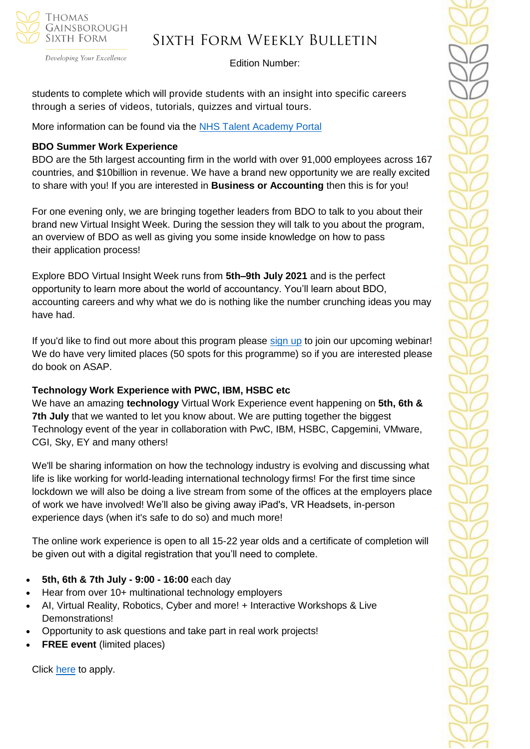students to complete which will provide students with an insight into specific careers through a series of videos, tutorials, quizzes and virtual tours.

More information can be found via the NHS Talent Academy Portal

**BDO Summer Work Experience**

BDO are the 5th largest accounting firm in the world with over 91,000 employees across 167 countries, and $10billion in revenue. We have a brand new opportunity we are really excited to share with you! If you are interested in **Business or Accounting** then this is for you!

For one evening only, we are bringing together leaders from BDO to talk to you about their brand new Virtual Insight Week. During the session they will talk to you about the program, an overview of BDO as well as giving you some inside knowledge on how to pass their application process!

Explore BDO Virtual Insight Week runs from **5th–9th July 2021** and is the perfect opportunity to learn more about the world of accountancy. You'll learn about BDO, accounting careers and why what we do is nothing like the number crunching ideas you may have had.

If you'd like to find out more about this program please sign up to join our upcoming webinar! We do have very limited places (50 spots for this programme) so if you are interested please do book on ASAP.

**Technology Work Experience with PWC, IBM, HSBC etc**

We have an amazing **technology** Virtual Work Experience event happening on **5th, 6th & 7th July** that we wanted to let you know about. We are putting together the biggest Technology event of the year in collaboration with PwC, IBM, HSBC, Capgemini, VMware, CGI, Sky, EY and many others!

We'll be sharing information on how the technology industry is evolving and discussing what life is like working for world-leading international technology firms! For the first time since lockdown we will also be doing a live stream from some of the offices at the employers place of work we have involved! We'll also be giving away iPad's, VR Headsets, in-person experience days (when it's safe to do so) and much more!

The online work experience is open to all 15-22 year olds and a certificate of completion will be given out with a digital registration that you'll need to complete.

- **5th, 6th & 7th July - 9:00 - 16:00** each day
- Hear from over 10+ multinational technology employers
- AI, Virtual Reality, Robotics, Cyber and more! + Interactive Workshops & Live Demonstrations!
- Opportunity to ask questions and take part in real work projects!
- **FREE event** (limited places)

Click here to apply.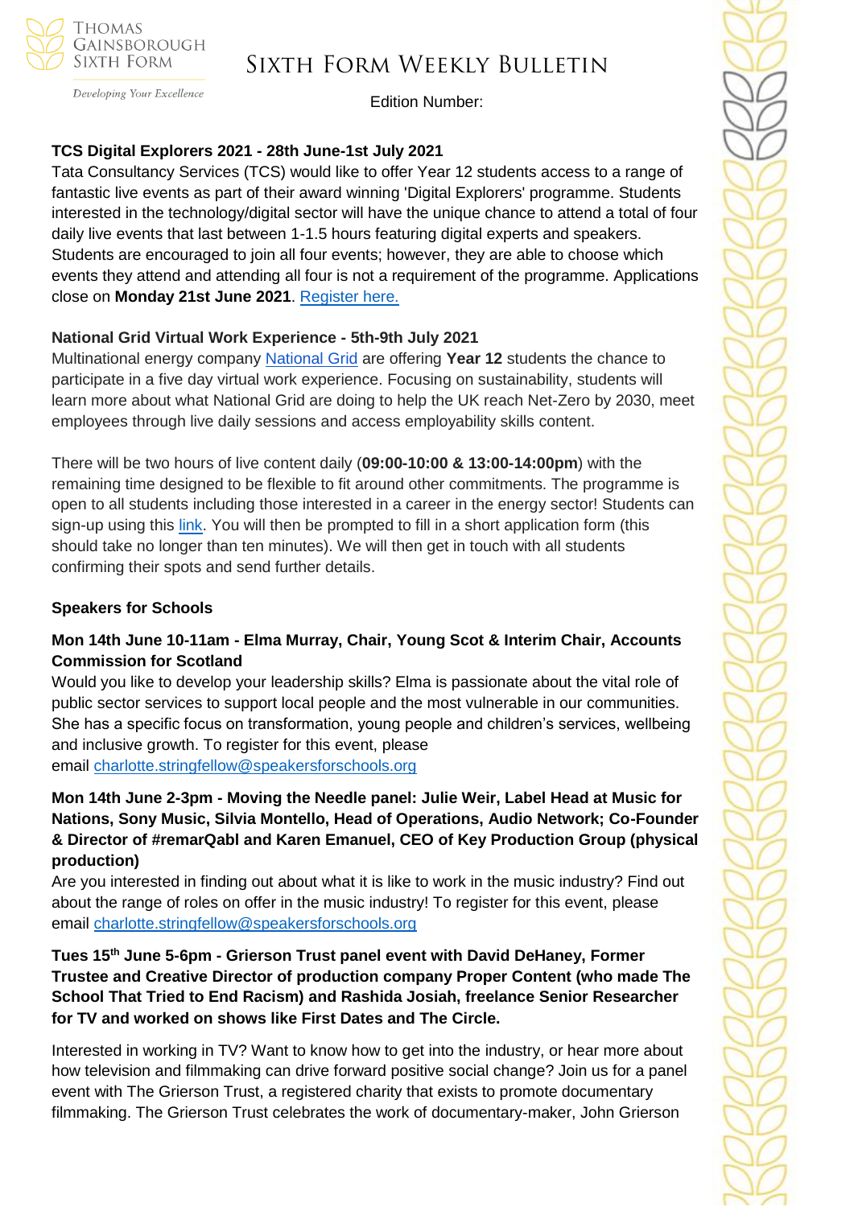### TCS Digital Explorers 2021 - 28th June-1st July 2021

Tata Consultancy Services (TCS) would like to offer Year 12 students access to a range of fantastic live events as part of their award winning 'Digital Explorers' programme. Students interested in the technology/digital sector will have the unique chance to attend a total of four daily live events that last between 1-1.5 hours featuring digital experts and speakers. Students are encouraged to join all four events; however, they are able to choose which events they attend and attending all four is not a requirement of the programme. Applications close on **Monday 21st June 2021**. Register here.

### National Grid Virtual Work Experience - 5th-9th July 2021

Multinational energy company National Grid are offering **Year 12** students the chance to participate in a five day virtual work experience. Focusing on sustainability, students will learn more about what National Grid are doing to help the UK reach Net-Zero by 2030, meet employees through live daily sessions and access employability skills content.

There will be two hours of live content daily (**09:00-10:00 & 13:00-14:00pm**) with the remaining time designed to be flexible to fit around other commitments. The programme is open to all students including those interested in a career in the energy sector! Students can sign-up using this link. You will then be prompted to fill in a short application form (this should take no longer than ten minutes). We will then get in touch with all students confirming their spots and send further details.

### Speakers for Schools

**Mon 14th June 10-11am - Elma Murray, Chair, Young Scot & Interim Chair, Accounts Commission for Scotland**

Would you like to develop your leadership skills? Elma is passionate about the vital role of public sector services to support local people and the most vulnerable in our communities. She has a specific focus on transformation, young people and children's services, wellbeing and inclusive growth. To register for this event, please email charlotte.stringfellow@speakersforschools.org

**Mon 14th June 2-3pm - Moving the Needle panel: Julie Weir, Label Head at Music for Nations, Sony Music, Silvia Montello, Head of Operations, Audio Network; Co-Founder & Director of #remarQabl and Karen Emanuel, CEO of Key Production Group (physical production)**

Are you interested in finding out about what it is like to work in the music industry? Find out about the range of roles on offer in the music industry! To register for this event, please email charlotte.stringfellow@speakersforschools.org

**Tues 15th June 5-6pm - Grierson Trust panel event with David DeHaney, Former Trustee and Creative Director of production company Proper Content (who made The School That Tried to End Racism) and Rashida Josiah, freelance Senior Researcher for TV and worked on shows like First Dates and The Circle.**

Interested in working in TV? Want to know how to get into the industry, or hear more about how television and filmmaking can drive forward positive social change? Join us for a panel event with The Grierson Trust, a registered charity that exists to promote documentary filmmaking. The Grierson Trust celebrates the work of documentary-maker, John Grierson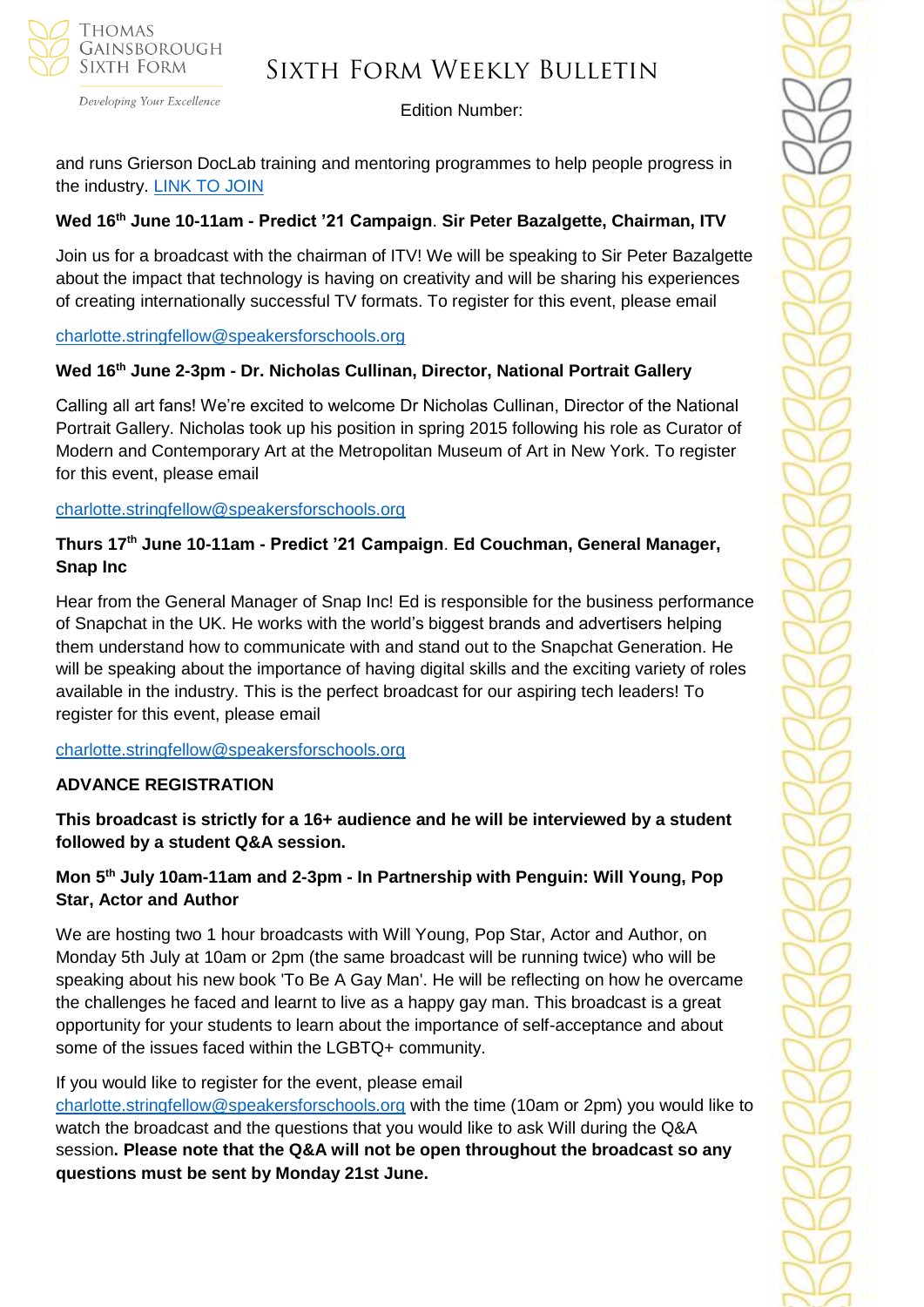and runs Grierson DocLab training and mentoring programmes to help people progress in the industry. LINK TO JOIN

**Wed 16th June 10-11am - Predict '21 Campaign**. **Sir Peter Bazalgette, Chairman, ITV**

Join us for a broadcast with the chairman of ITV! We will be speaking to Sir Peter Bazalgette about the impact that technology is having on creativity and will be sharing his experiences of creating internationally successful TV formats. To register for this event, please email

charlotte.stringfellow@speakersforschools.org

**Wed 16th June 2-3pm - Dr. Nicholas Cullinan, Director, National Portrait Gallery**

Calling all art fans! We're excited to welcome Dr Nicholas Cullinan, Director of the National Portrait Gallery. Nicholas took up his position in spring 2015 following his role as Curator of Modern and Contemporary Art at the Metropolitan Museum of Art in New York. To register for this event, please email

charlotte.stringfellow@speakersforschools.org

**Thurs 17th June 10-11am - Predict '21 Campaign**. **Ed Couchman, General Manager, Snap Inc**

Hear from the General Manager of Snap Inc! Ed is responsible for the business performance of Snapchat in the UK. He works with the world's biggest brands and advertisers helping them understand how to communicate with and stand out to the Snapchat Generation. He will be speaking about the importance of having digital skills and the exciting variety of roles available in the industry. This is the perfect broadcast for our aspiring tech leaders! To register for this event, please email

charlotte.stringfellow@speakersforschools.org

**ADVANCE REGISTRATION**

**This broadcast is strictly for a 16+ audience and he will be interviewed by a student followed by a student Q&A session.**

**Mon 5th July 10am-11am and 2-3pm - In Partnership with Penguin: Will Young, Pop Star, Actor and Author**

We are hosting two 1 hour broadcasts with Will Young, Pop Star, Actor and Author, on Monday 5th July at 10am or 2pm (the same broadcast will be running twice) who will be speaking about his new book 'To Be A Gay Man'. He will be reflecting on how he overcame the challenges he faced and learnt to live as a happy gay man. This broadcast is a great opportunity for your students to learn about the importance of self-acceptance and about some of the issues faced within the LGBTQ+ community.

If you would like to register for the event, please email charlotte.stringfellow@speakersforschools.org with the time (10am or 2pm) you would like to watch the broadcast and the questions that you would like to ask Will during the Q&A session**. Please note that the Q&A will not be open throughout the broadcast so any questions must be sent by Monday 21st June.**